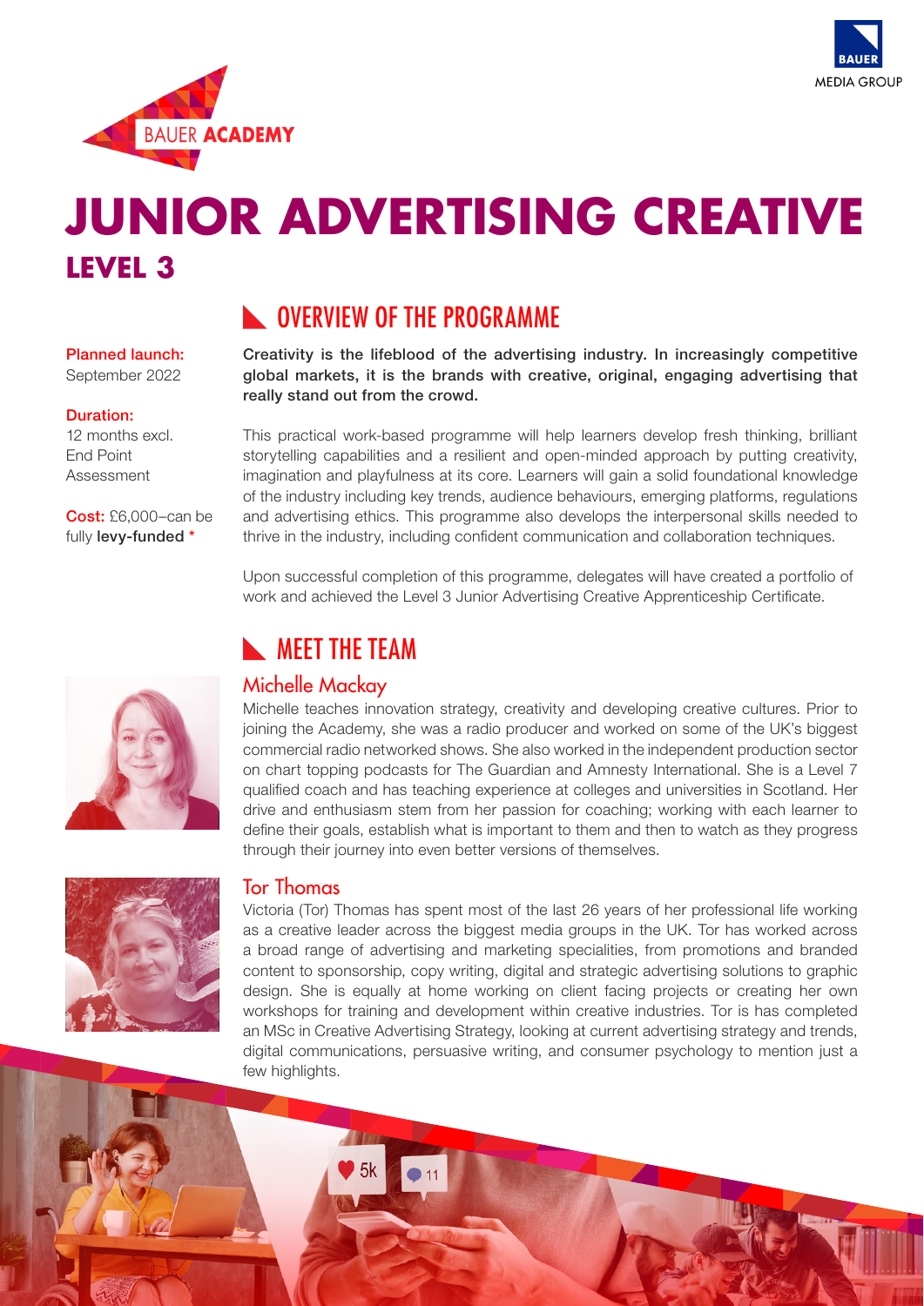# JUNIOR ADVERTISING CREATIVE

## LEVEL 3

**Planned launch:**
September 2022

**Duration:**
12 months excl. End Point Assessment

**Cost:** £6,000–can be fully **levy-funded** *

## OVERVIEW OF THE PROGRAMME

**Creativity is the lifeblood of the advertising industry. In increasingly competitive global markets, it is the brands with creative, original, engaging advertising that really stand out from the crowd.**

This practical work-based programme will help learners develop fresh thinking, brilliant storytelling capabilities and a resilient and open-minded approach by putting creativity, imagination and playfulness at its core. Learners will gain a solid foundational knowledge of the industry including key trends, audience behaviours, emerging platforms, regulations and advertising ethics. This programme also develops the interpersonal skills needed to thrive in the industry, including confident communication and collaboration techniques.

Upon successful completion of this programme, delegates will have created a portfolio of work and achieved the Level 3 Junior Advertising Creative Apprenticeship Certificate.

## MEET THE TEAM

### Michelle Mackay

Michelle teaches innovation strategy, creativity and developing creative cultures. Prior to joining the Academy, she was a radio producer and worked on some of the UK's biggest commercial radio networked shows. She also worked in the independent production sector on chart topping podcasts for The Guardian and Amnesty International. She is a Level 7 qualified coach and has teaching experience at colleges and universities in Scotland. Her drive and enthusiasm stem from her passion for coaching; working with each learner to define their goals, establish what is important to them and then to watch as they progress through their journey into even better versions of themselves.

### Tor Thomas

Victoria (Tor) Thomas has spent most of the last 26 years of her professional life working as a creative leader across the biggest media groups in the UK. Tor has worked across a broad range of advertising and marketing specialities, from promotions and branded content to sponsorship, copy writing, digital and strategic advertising solutions to graphic design. She is equally at home working on client facing projects or creating her own workshops for training and development within creative industries. Tor is has completed an MSc in Creative Advertising Strategy, looking at current advertising strategy and trends, digital communications, persuasive writing, and consumer psychology to mention just a few highlights.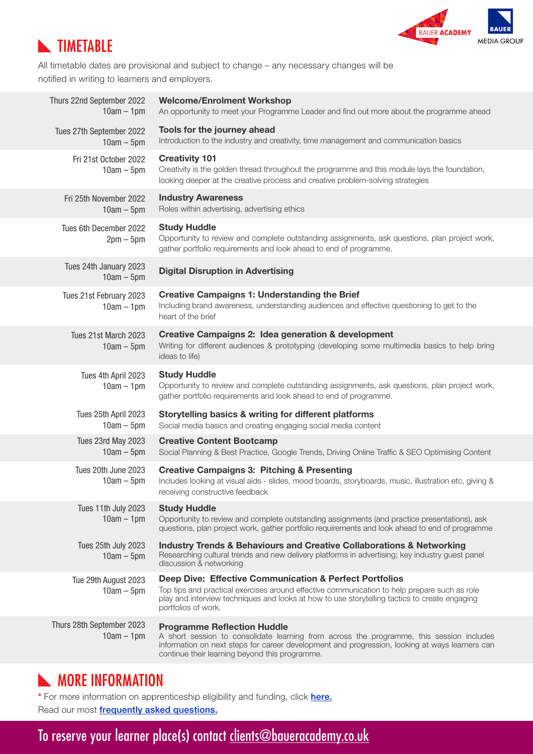# TIMETABLE

All timetable dates are provisional and subject to change – any necessary changes will be notified in writing to learners and employers.

| | |
|---|---|
| Thurs 22nd September 2022<br>10am – 1pm | **Welcome/Enrolment Workshop**<br>An opportunity to meet your Programme Leader and find out more about the programme ahead |
| Tues 27th September 2022<br>10am – 5pm | **Tools for the journey ahead**<br>Introduction to the industry and creativity, time management and communication basics |
| Fri 21st October 2022<br>10am – 5pm | **Creativity 101**<br>Creativity is the golden thread throughout the programme and this module lays the foundation, looking deeper at the creative process and creative problem-solving strategies |
| Fri 25th November 2022<br>10am – 5pm | **Industry Awareness**<br>Roles within advertising, advertising ethics |
| Tues 6th December 2022<br>2pm – 5pm | **Study Huddle**<br>Opportunity to review and complete outstanding assignments, ask questions, plan project work, gather portfolio requirements and look ahead to end of programme. |
| Tues 24th January 2023<br>10am – 5pm | **Digital Disruption in Advertising** |
| Tues 21st February 2023<br>10am – 1pm | **Creative Campaigns 1: Understanding the Brief**<br>Including brand awareness, understanding audiences and effective questioning to get to the heart of the brief |
| Tues 21st March 2023<br>10am – 5pm | **Creative Campaigns 2: Idea generation & development**<br>Writing for different audiences & prototyping (developing some multimedia basics to help bring ideas to life) |
| Tues 4th April 2023<br>10am – 1pm | **Study Huddle**<br>Opportunity to review and complete outstanding assignments, ask questions, plan project work, gather portfolio requirements and look ahead to end of programme. |
| Tues 25th April 2023<br>10am – 5pm | **Storytelling basics & writing for different platforms**<br>Social media basics and creating engaging social media content |
| Tues 23rd May 2023<br>10am – 5pm | **Creative Content Bootcamp**<br>Social Planning & Best Practice, Google Trends, Driving Online Traffic & SEO Optimising Content |
| Tues 20th June 2023<br>10am – 5pm | **Creative Campaigns 3: Pitching & Presenting**<br>Includes looking at visual aids - slides, mood boards, storyboards, music, illustration etc, giving & receiving constructive feedback |
| Tues 11th July 2023<br>10am – 1pm | **Study Huddle**<br>Opportunity to review and complete outstanding assignments (and practice presentations), ask questions, plan project work, gather portfolio requirements and look ahead to end of programme |
| Tues 25th July 2023<br>10am – 5pm | **Industry Trends & Behaviours and Creative Collaborations & Networking**<br>Researching cultural trends and new delivery platforms in advertising; key industry guest panel discussion & networking |
| Tue 29th August 2023<br>10am – 5pm | **Deep Dive: Effective Communication & Perfect Portfolios**<br>Top tips and practical exercises around effective communication to help prepare such as role play and interview techniques and looks at how to use storytelling tactics to create engaging portfolios of work. |
| Thurs 28th September 2023<br>10am – 1pm | **Programme Reflection Huddle**<br>A short session to consolidate learning from across the programme, this session includes information on next steps for career development and progression, looking at ways learners can continue their learning beyond this programme. |

# MORE INFORMATION

* For more information on apprenticeship eligibility and funding, click **here.**

Read our most **frequently asked questions.**

To reserve your learner place(s) contact clients@baueracademy.co.uk